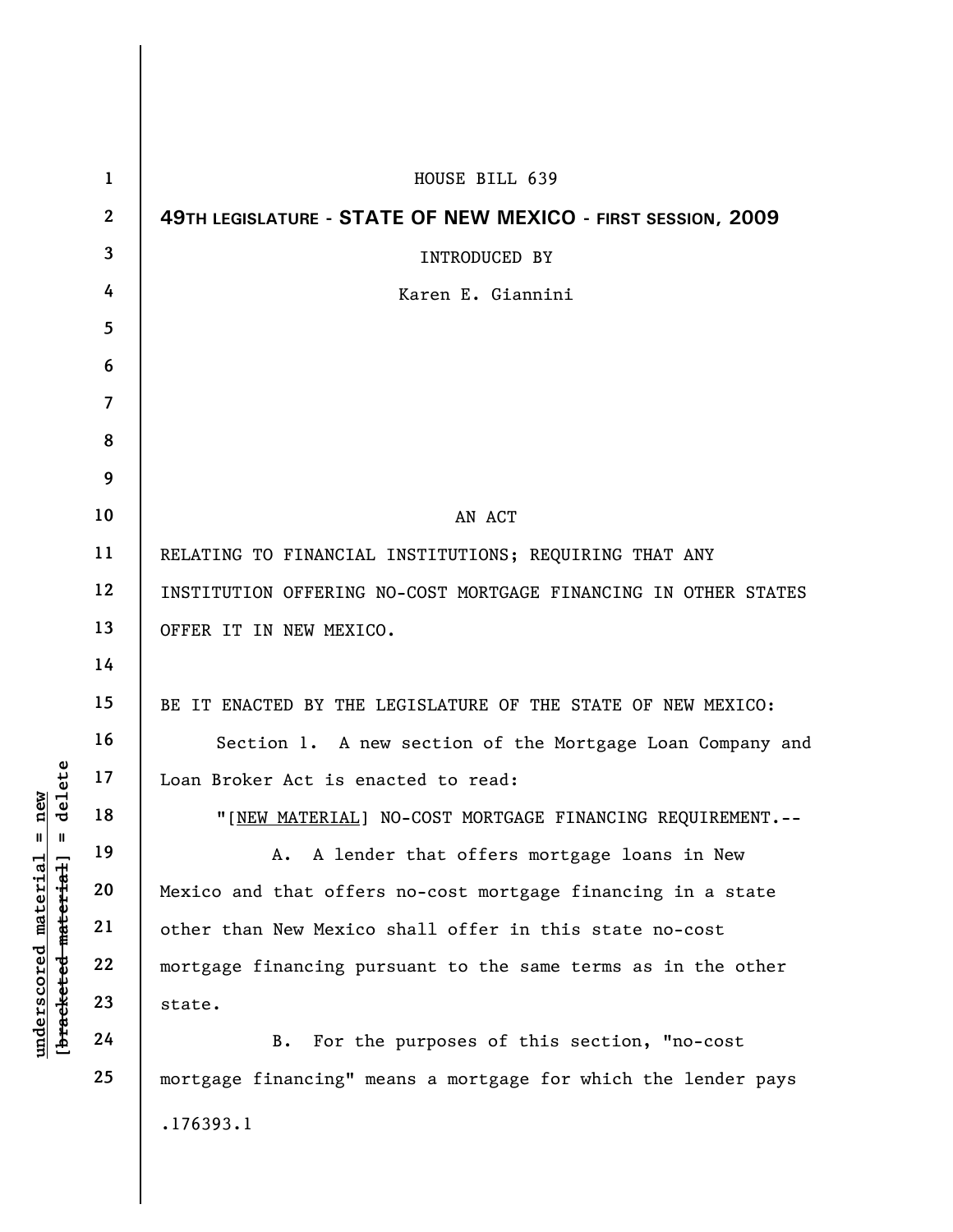HOUSE BILL 639

**49TH LEGISLATURE - STATE OF NEW MEXICO - FIRST SESSION, 2009**

INTRODUCED BY

Karen E. Giannini

AN ACT

RELATING TO FINANCIAL INSTITUTIONS; REQUIRING THAT ANY INSTITUTION OFFERING NO-COST MORTGAGE FINANCING IN OTHER STATES OFFER IT IN NEW MEXICO.

BE IT ENACTED BY THE LEGISLATURE OF THE STATE OF NEW MEXICO:

Section 1. A new section of the Mortgage Loan Company and Loan Broker Act is enacted to read:

"[NEW MATERIAL] NO-COST MORTGAGE FINANCING REQUIREMENT.--

A. A lender that offers mortgage loans in New Mexico and that offers no-cost mortgage financing in a state other than New Mexico shall offer in this state no-cost mortgage financing pursuant to the same terms as in the other state.

B. For the purposes of this section, "no-cost mortgage financing" means a mortgage for which the lender pays

.176393.1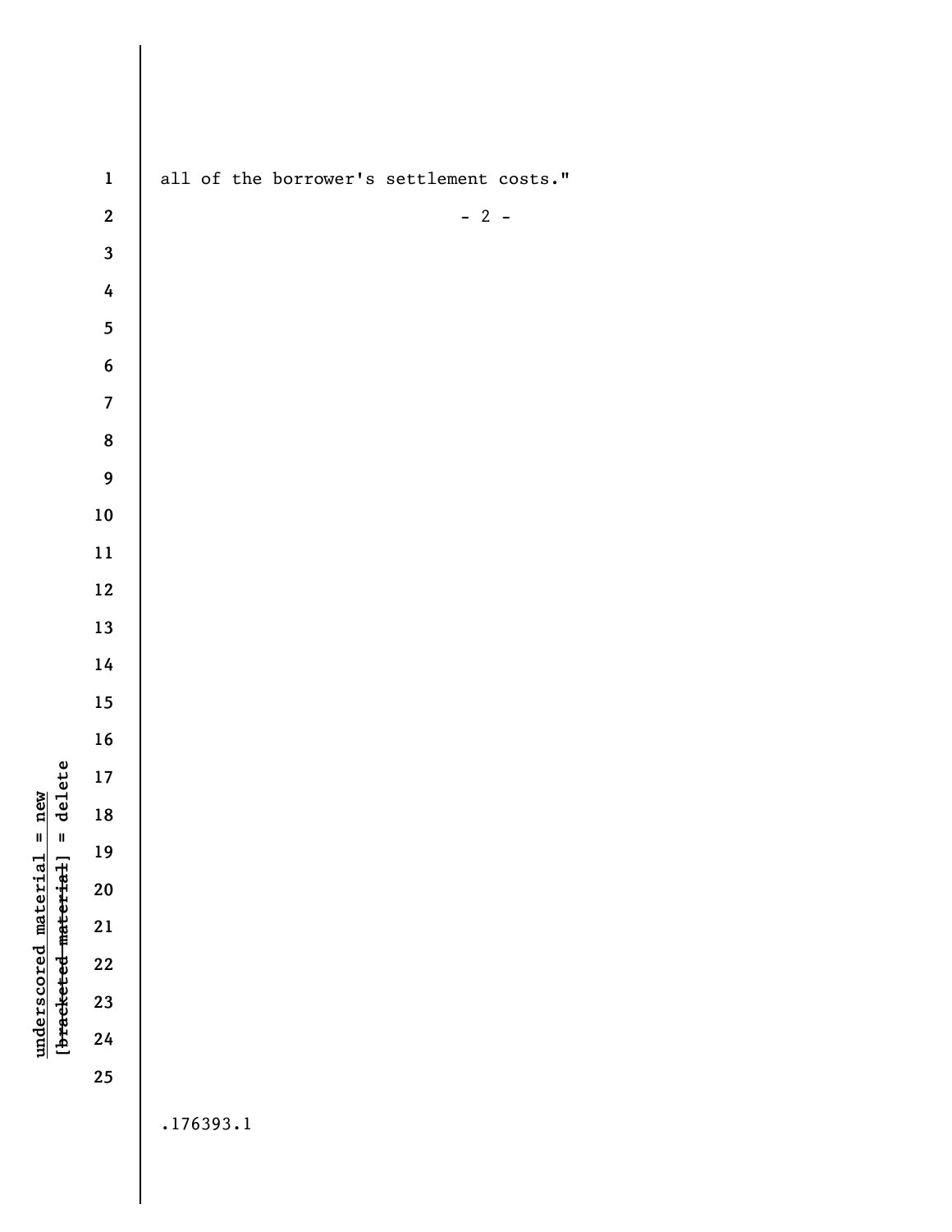all of the borrower's settlement costs."

- 2 -

.176393.1